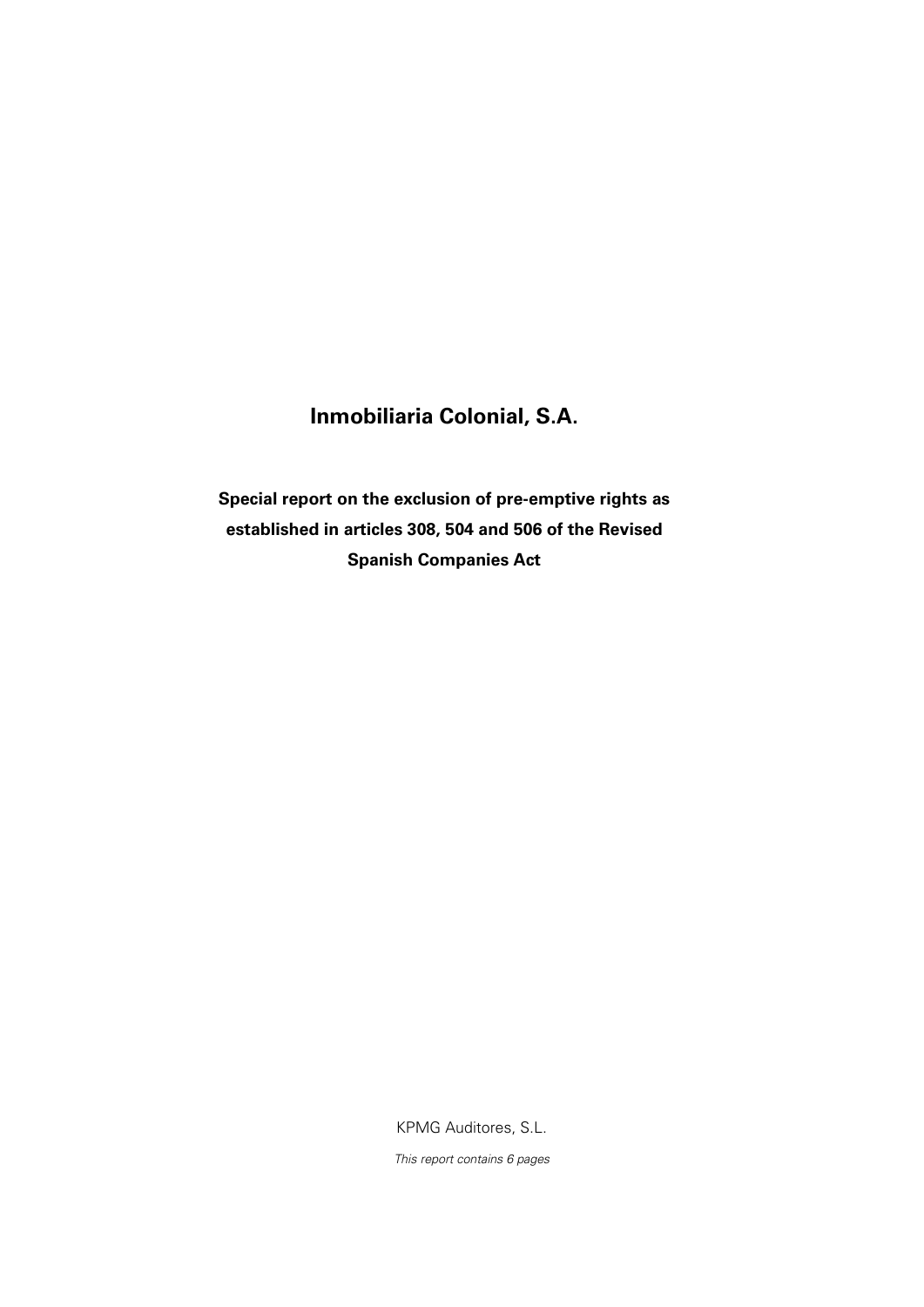# Inmobiliaria Colonial, S.A.

**Special report on the exclusion of pre-emptive rights as established in articles 308, 504 and 506 of the Revised Spanish Companies Act**

KPMG Auditores, S.L.

*This report contains 6 pages*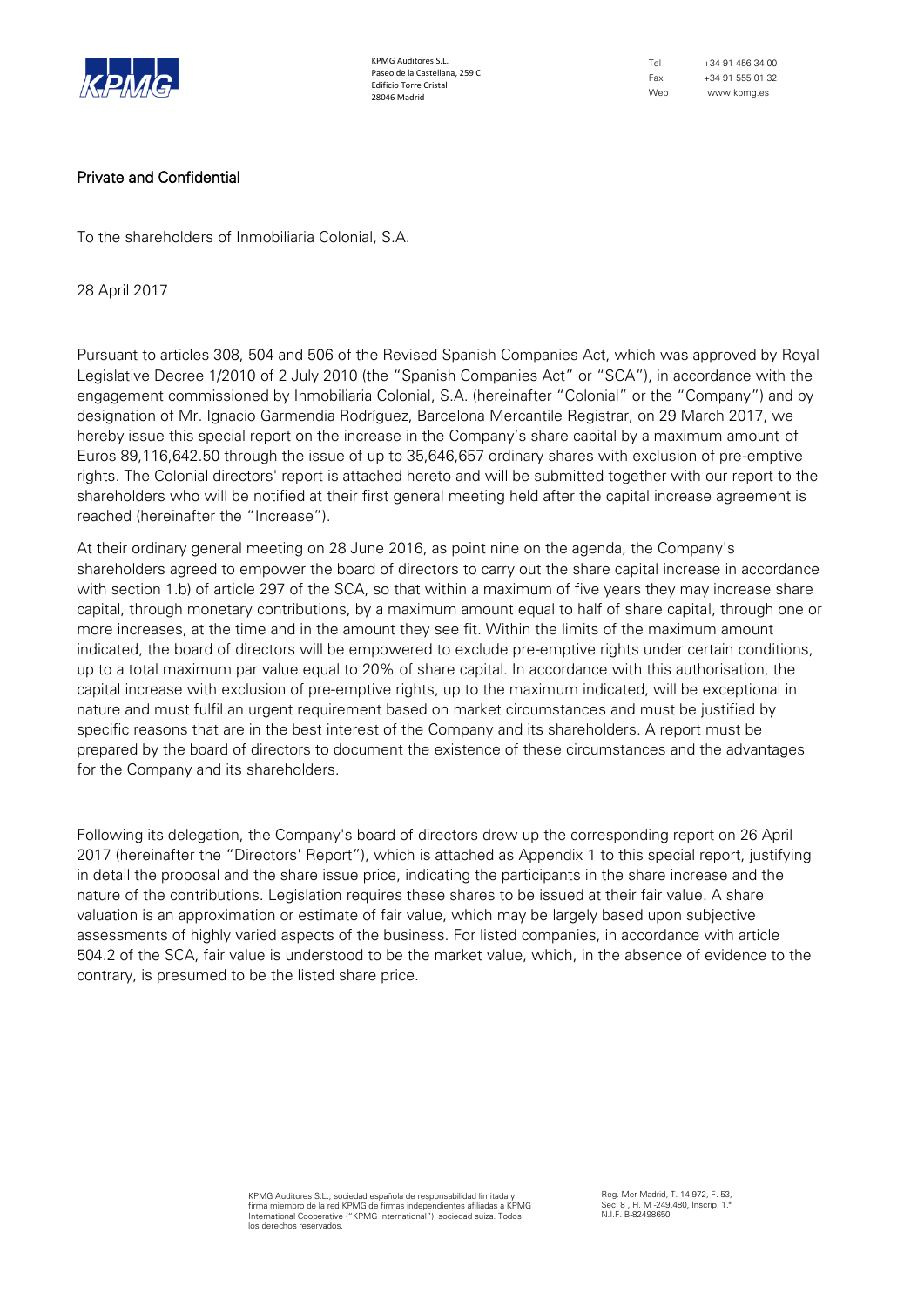Private and Confidential

To the shareholders of Inmobiliaria Colonial, S.A.

28 April 2017

Pursuant to articles 308, 504 and 506 of the Revised Spanish Companies Act, which was approved by Royal Legislative Decree 1/2010 of 2 July 2010 (the "Spanish Companies Act" or "SCA"), in accordance with the engagement commissioned by Inmobiliaria Colonial, S.A. (hereinafter "Colonial" or the "Company") and by designation of Mr. Ignacio Garmendia Rodríguez, Barcelona Mercantile Registrar, on 29 March 2017, we hereby issue this special report on the increase in the Company's share capital by a maximum amount of Euros 89,116,642.50 through the issue of up to 35,646,657 ordinary shares with exclusion of pre-emptive rights. The Colonial directors' report is attached hereto and will be submitted together with our report to the shareholders who will be notified at their first general meeting held after the capital increase agreement is reached (hereinafter the "Increase").

At their ordinary general meeting on 28 June 2016, as point nine on the agenda, the Company's shareholders agreed to empower the board of directors to carry out the share capital increase in accordance with section 1.b) of article 297 of the SCA, so that within a maximum of five years they may increase share capital, through monetary contributions, by a maximum amount equal to half of share capital, through one or more increases, at the time and in the amount they see fit. Within the limits of the maximum amount indicated, the board of directors will be empowered to exclude pre-emptive rights under certain conditions, up to a total maximum par value equal to 20% of share capital. In accordance with this authorisation, the capital increase with exclusion of pre-emptive rights, up to the maximum indicated, will be exceptional in nature and must fulfil an urgent requirement based on market circumstances and must be justified by specific reasons that are in the best interest of the Company and its shareholders. A report must be prepared by the board of directors to document the existence of these circumstances and the advantages for the Company and its shareholders.

Following its delegation, the Company's board of directors drew up the corresponding report on 26 April 2017 (hereinafter the "Directors' Report"), which is attached as Appendix 1 to this special report, justifying in detail the proposal and the share issue price, indicating the participants in the share increase and the nature of the contributions. Legislation requires these shares to be issued at their fair value. A share valuation is an approximation or estimate of fair value, which may be largely based upon subjective assessments of highly varied aspects of the business. For listed companies, in accordance with article 504.2 of the SCA, fair value is understood to be the market value, which, in the absence of evidence to the contrary, is presumed to be the listed share price.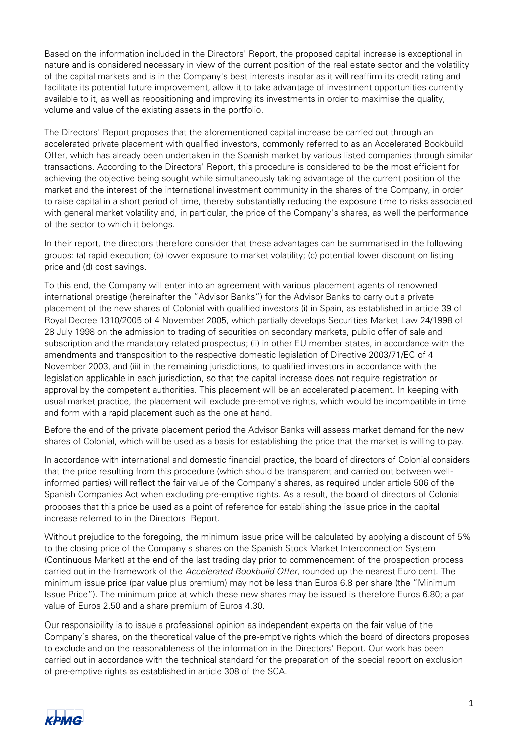Based on the information included in the Directors' Report, the proposed capital increase is exceptional in nature and is considered necessary in view of the current position of the real estate sector and the volatility of the capital markets and is in the Company's best interests insofar as it will reaffirm its credit rating and facilitate its potential future improvement, allow it to take advantage of investment opportunities currently available to it, as well as repositioning and improving its investments in order to maximise the quality, volume and value of the existing assets in the portfolio.

The Directors' Report proposes that the aforementioned capital increase be carried out through an accelerated private placement with qualified investors, commonly referred to as an Accelerated Bookbuild Offer, which has already been undertaken in the Spanish market by various listed companies through similar transactions. According to the Directors' Report, this procedure is considered to be the most efficient for achieving the objective being sought while simultaneously taking advantage of the current position of the market and the interest of the international investment community in the shares of the Company, in order to raise capital in a short period of time, thereby substantially reducing the exposure time to risks associated with general market volatility and, in particular, the price of the Company's shares, as well the performance of the sector to which it belongs.

In their report, the directors therefore consider that these advantages can be summarised in the following groups: (a) rapid execution; (b) lower exposure to market volatility; (c) potential lower discount on listing price and (d) cost savings.

To this end, the Company will enter into an agreement with various placement agents of renowned international prestige (hereinafter the "Advisor Banks") for the Advisor Banks to carry out a private placement of the new shares of Colonial with qualified investors (i) in Spain, as established in article 39 of Royal Decree 1310/2005 of 4 November 2005, which partially develops Securities Market Law 24/1998 of 28 July 1998 on the admission to trading of securities on secondary markets, public offer of sale and subscription and the mandatory related prospectus; (ii) in other EU member states, in accordance with the amendments and transposition to the respective domestic legislation of Directive 2003/71/EC of 4 November 2003, and (iii) in the remaining jurisdictions, to qualified investors in accordance with the legislation applicable in each jurisdiction, so that the capital increase does not require registration or approval by the competent authorities. This placement will be an accelerated placement. In keeping with usual market practice, the placement will exclude pre-emptive rights, which would be incompatible in time and form with a rapid placement such as the one at hand.

Before the end of the private placement period the Advisor Banks will assess market demand for the new shares of Colonial, which will be used as a basis for establishing the price that the market is willing to pay.

In accordance with international and domestic financial practice, the board of directors of Colonial considers that the price resulting from this procedure (which should be transparent and carried out between well-informed parties) will reflect the fair value of the Company's shares, as required under article 506 of the Spanish Companies Act when excluding pre-emptive rights. As a result, the board of directors of Colonial proposes that this price be used as a point of reference for establishing the issue price in the capital increase referred to in the Directors' Report.

Without prejudice to the foregoing, the minimum issue price will be calculated by applying a discount of 5% to the closing price of the Company's shares on the Spanish Stock Market Interconnection System (Continuous Market) at the end of the last trading day prior to commencement of the prospection process carried out in the framework of the *Accelerated Bookbuild Offer*, rounded up the nearest Euro cent. The minimum issue price (par value plus premium) may not be less than Euros 6.8 per share (the "Minimum Issue Price"). The minimum price at which these new shares may be issued is therefore Euros 6.80; a par value of Euros 2.50 and a share premium of Euros 4.30.

Our responsibility is to issue a professional opinion as independent experts on the fair value of the Company's shares, on the theoretical value of the pre-emptive rights which the board of directors proposes to exclude and on the reasonableness of the information in the Directors' Report. Our work has been carried out in accordance with the technical standard for the preparation of the special report on exclusion of pre-emptive rights as established in article 308 of the SCA.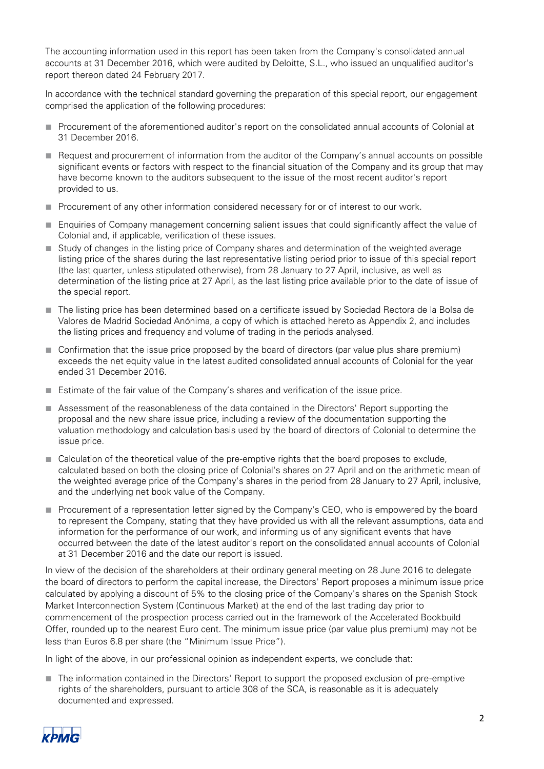The accounting information used in this report has been taken from the Company's consolidated annual accounts at 31 December 2016, which were audited by Deloitte, S.L., who issued an unqualified auditor's report thereon dated 24 February 2017.

In accordance with the technical standard governing the preparation of this special report, our engagement comprised the application of the following procedures:

- Procurement of the aforementioned auditor's report on the consolidated annual accounts of Colonial at 31 December 2016.
- Request and procurement of information from the auditor of the Company's annual accounts on possible significant events or factors with respect to the financial situation of the Company and its group that may have become known to the auditors subsequent to the issue of the most recent auditor's report provided to us.
- Procurement of any other information considered necessary for or of interest to our work.
- Enquiries of Company management concerning salient issues that could significantly affect the value of Colonial and, if applicable, verification of these issues.
- Study of changes in the listing price of Company shares and determination of the weighted average listing price of the shares during the last representative listing period prior to issue of this special report (the last quarter, unless stipulated otherwise), from 28 January to 27 April, inclusive, as well as determination of the listing price at 27 April, as the last listing price available prior to the date of issue of the special report.
- The listing price has been determined based on a certificate issued by Sociedad Rectora de la Bolsa de Valores de Madrid Sociedad Anónima, a copy of which is attached hereto as Appendix 2, and includes the listing prices and frequency and volume of trading in the periods analysed.
- Confirmation that the issue price proposed by the board of directors (par value plus share premium) exceeds the net equity value in the latest audited consolidated annual accounts of Colonial for the year ended 31 December 2016.
- Estimate of the fair value of the Company's shares and verification of the issue price.
- Assessment of the reasonableness of the data contained in the Directors' Report supporting the proposal and the new share issue price, including a review of the documentation supporting the valuation methodology and calculation basis used by the board of directors of Colonial to determine the issue price.
- Calculation of the theoretical value of the pre-emptive rights that the board proposes to exclude, calculated based on both the closing price of Colonial's shares on 27 April and on the arithmetic mean of the weighted average price of the Company's shares in the period from 28 January to 27 April, inclusive, and the underlying net book value of the Company.
- Procurement of a representation letter signed by the Company's CEO, who is empowered by the board to represent the Company, stating that they have provided us with all the relevant assumptions, data and information for the performance of our work, and informing us of any significant events that have occurred between the date of the latest auditor's report on the consolidated annual accounts of Colonial at 31 December 2016 and the date our report is issued.

In view of the decision of the shareholders at their ordinary general meeting on 28 June 2016 to delegate the board of directors to perform the capital increase, the Directors' Report proposes a minimum issue price calculated by applying a discount of 5% to the closing price of the Company's shares on the Spanish Stock Market Interconnection System (Continuous Market) at the end of the last trading day prior to commencement of the prospection process carried out in the framework of the Accelerated Bookbuild Offer, rounded up to the nearest Euro cent. The minimum issue price (par value plus premium) may not be less than Euros 6.8 per share (the "Minimum Issue Price").

In light of the above, in our professional opinion as independent experts, we conclude that:

- The information contained in the Directors' Report to support the proposed exclusion of pre-emptive rights of the shareholders, pursuant to article 308 of the SCA, is reasonable as it is adequately documented and expressed.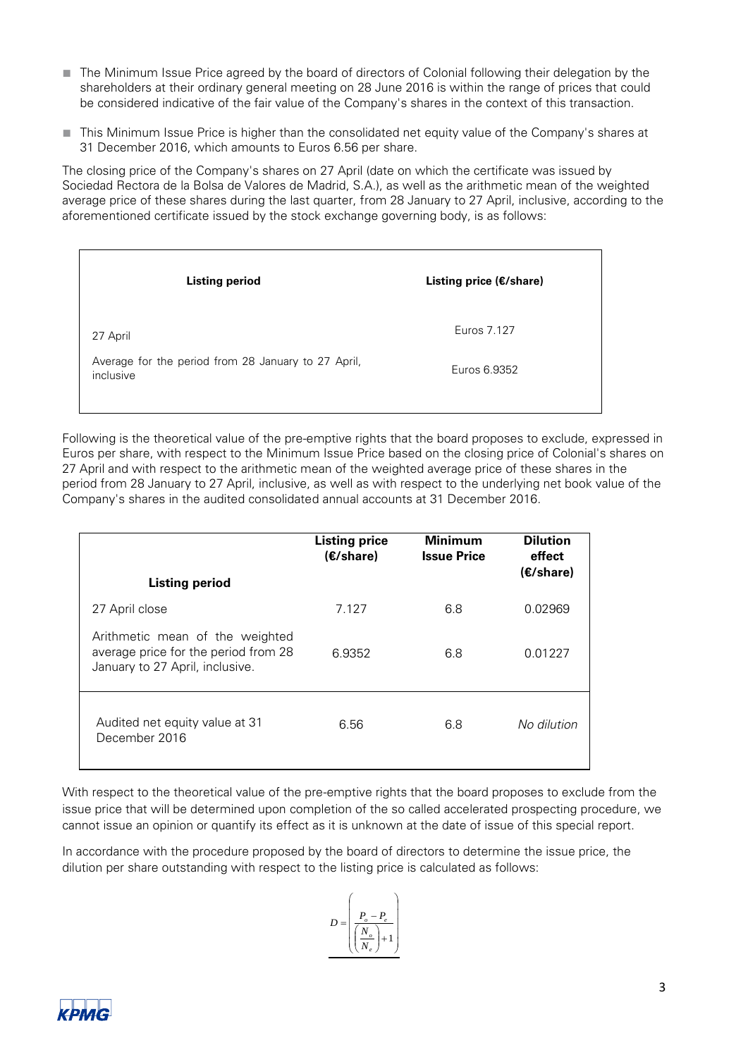- The Minimum Issue Price agreed by the board of directors of Colonial following their delegation by the shareholders at their ordinary general meeting on 28 June 2016 is within the range of prices that could be considered indicative of the fair value of the Company's shares in the context of this transaction.

- This Minimum Issue Price is higher than the consolidated net equity value of the Company's shares at 31 December 2016, which amounts to Euros 6.56 per share.

The closing price of the Company's shares on 27 April (date on which the certificate was issued by Sociedad Rectora de la Bolsa de Valores de Madrid, S.A.), as well as the arithmetic mean of the weighted average price of these shares during the last quarter, from 28 January to 27 April, inclusive, according to the aforementioned certificate issued by the stock exchange governing body, is as follows:

| Listing period | Listing price (€/share) |
|---|---|
| 27 April | Euros 7.127 |
| Average for the period from 28 January to 27 April, inclusive | Euros 6.9352 |

Following is the theoretical value of the pre-emptive rights that the board proposes to exclude, expressed in Euros per share, with respect to the Minimum Issue Price based on the closing price of Colonial's shares on 27 April and with respect to the arithmetic mean of the weighted average price of these shares in the period from 28 January to 27 April, inclusive, as well as with respect to the underlying net book value of the Company's shares in the audited consolidated annual accounts at 31 December 2016.

| Listing period | Listing price (€/share) | Minimum Issue Price | Dilution effect (€/share) |
|---|---|---|---|
| 27 April close | 7.127 | 6.8 | 0.02969 |
| Arithmetic mean of the weighted average price for the period from 28 January to 27 April, inclusive. | 6.9352 | 6.8 | 0.01227 |
| Audited net equity value at 31 December 2016 | 6.56 | 6.8 | *No dilution* |

With respect to the theoretical value of the pre-emptive rights that the board proposes to exclude from the issue price that will be determined upon completion of the so called accelerated prospecting procedure, we cannot issue an opinion or quantify its effect as it is unknown at the date of issue of this special report.

In accordance with the procedure proposed by the board of directors to determine the issue price, the dilution per share outstanding with respect to the listing price is calculated as follows:

$$D = \left( \frac{P_o - P_e}{\left( \frac{N_o}{N_e} \right) + 1} \right)$$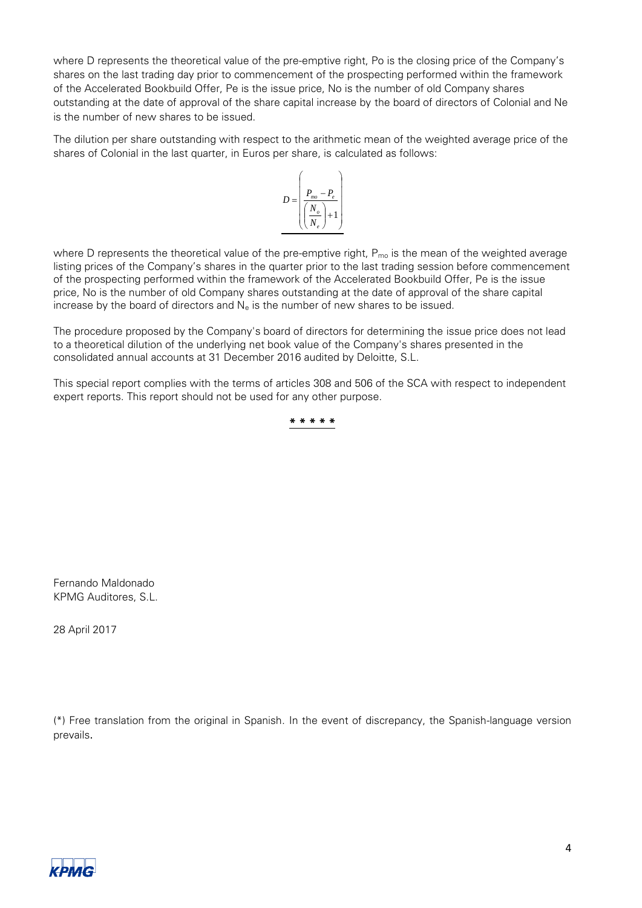where D represents the theoretical value of the pre-emptive right, Po is the closing price of the Company's shares on the last trading day prior to commencement of the prospecting performed within the framework of the Accelerated Bookbuild Offer, Pe is the issue price, No is the number of old Company shares outstanding at the date of approval of the share capital increase by the board of directors of Colonial and Ne is the number of new shares to be issued.

The dilution per share outstanding with respect to the arithmetic mean of the weighted average price of the shares of Colonial in the last quarter, in Euros per share, is calculated as follows:

$$D = \left( \frac{P_{mo} - P_e}{\left( \frac{N_o}{N_e} \right) + 1} \right)$$

where D represents the theoretical value of the pre-emptive right, $P_{mo}$ is the mean of the weighted average listing prices of the Company's shares in the quarter prior to the last trading session before commencement of the prospecting performed within the framework of the Accelerated Bookbuild Offer, Pe is the issue price, No is the number of old Company shares outstanding at the date of approval of the share capital increase by the board of directors and $N_e$ is the number of new shares to be issued.

The procedure proposed by the Company's board of directors for determining the issue price does not lead to a theoretical dilution of the underlying net book value of the Company's shares presented in the consolidated annual accounts at 31 December 2016 audited by Deloitte, S.L.

This special report complies with the terms of articles 308 and 506 of the SCA with respect to independent expert reports. This report should not be used for any other purpose.

* * * * *

Fernando Maldonado
KPMG Auditores, S.L.

28 April 2017

(*) Free translation from the original in Spanish. In the event of discrepancy, the Spanish-language version prevails.